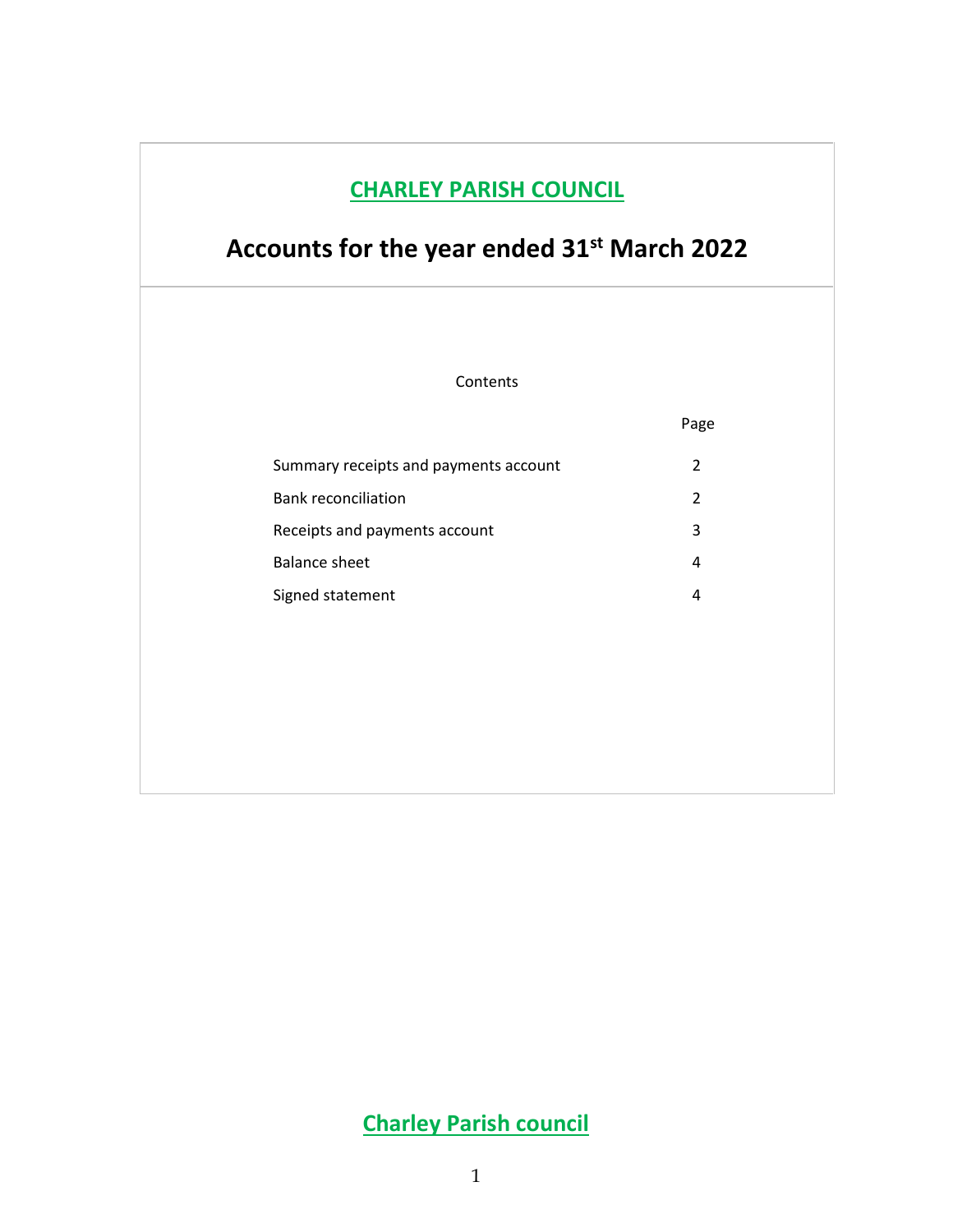# CHARLEY PARISH COUNCIL

## Accounts for the year ended 31st March 2022

Contents

| | Page |
|---|---|
| Summary receipts and payments account | 2 |
| Bank reconciliation | 2 |
| Receipts and payments account | 3 |
| Balance sheet | 4 |
| Signed statement | 4 |

**Charley Parish council**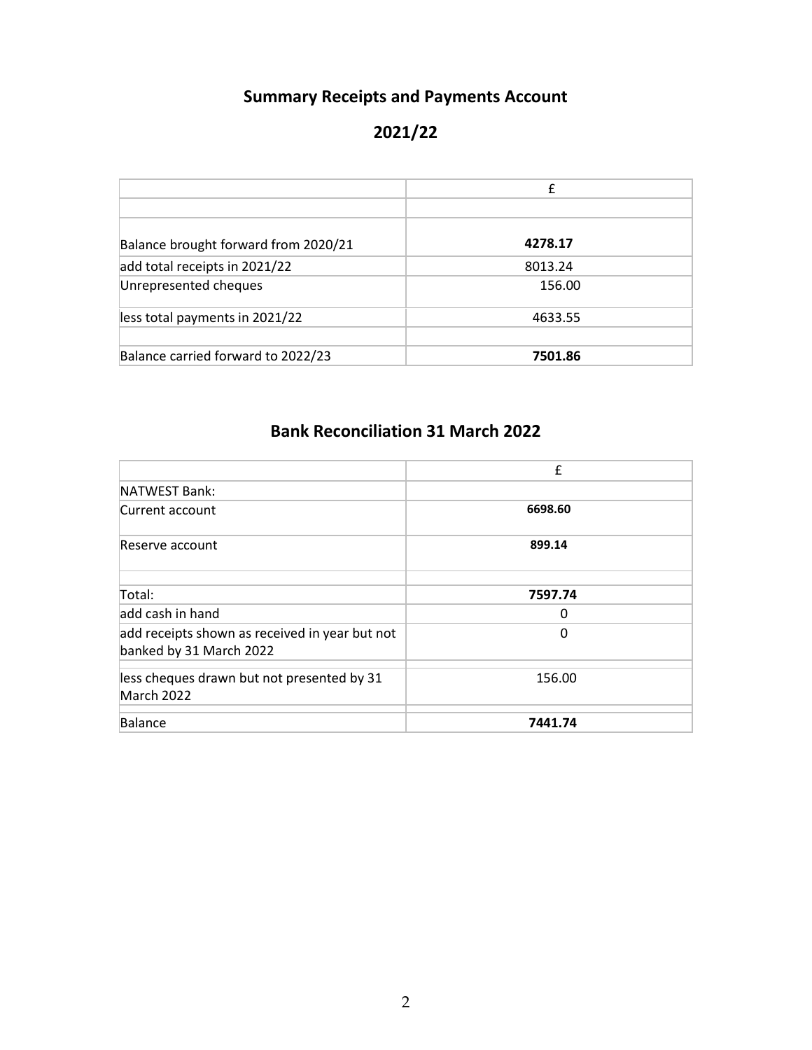# Summary Receipts and Payments Account

# 2021/22

| | £ |
|---|---|
| | |
| Balance brought forward from 2020/21 | **4278.17** |
| add total receipts in 2021/22 | 8013.24 |
| Unrepresented cheques | 156.00 |
| less total payments in 2021/22 | 4633.55 |
| | |
| Balance carried forward to 2022/23 | **7501.86** |

# Bank Reconciliation 31 March 2022

| | £ |
|---|---|
| NATWEST Bank: | |
| Current account | **6698.60** |
| Reserve account | **899.14** |
| | |
| Total: | **7597.74** |
| add cash in hand | 0 |
| add receipts shown as received in year but not banked by 31 March 2022 | 0 |
| less cheques drawn but not presented by 31 March 2022 | 156.00 |
| Balance | **7441.74** |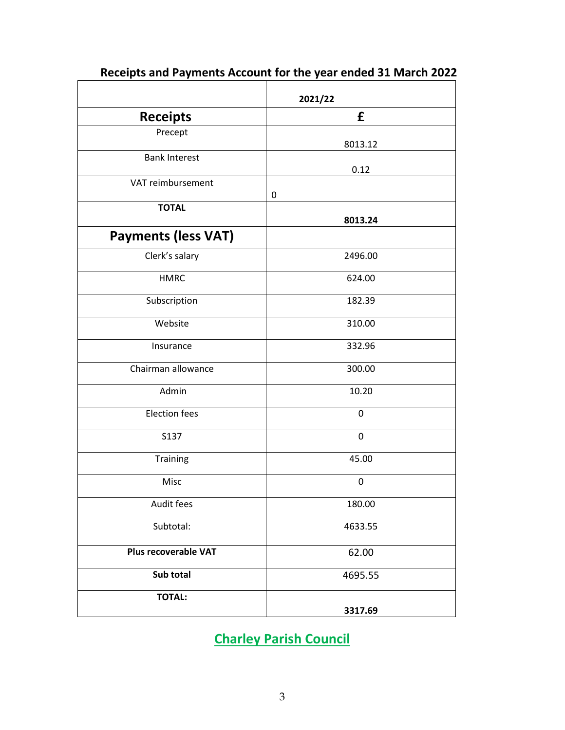## Receipts and Payments Account for the year ended 31 March 2022

| | 2021/22 |
|---|---|
| **Receipts** | **£** |
| Precept | 8013.12 |
| Bank Interest | 0.12 |
| VAT reimbursement | 0 |
| **TOTAL** | **8013.24** |
| **Payments (less VAT)** | |
| Clerk's salary | 2496.00 |
| HMRC | 624.00 |
| Subscription | 182.39 |
| Website | 310.00 |
| Insurance | 332.96 |
| Chairman allowance | 300.00 |
| Admin | 10.20 |
| Election fees | 0 |
| S137 | 0 |
| Training | 45.00 |
| Misc | 0 |
| Audit fees | 180.00 |
| Subtotal: | 4633.55 |
| **Plus recoverable VAT** | 62.00 |
| **Sub total** | 4695.55 |
| **TOTAL:** | **3317.69** |

**Charley Parish Council**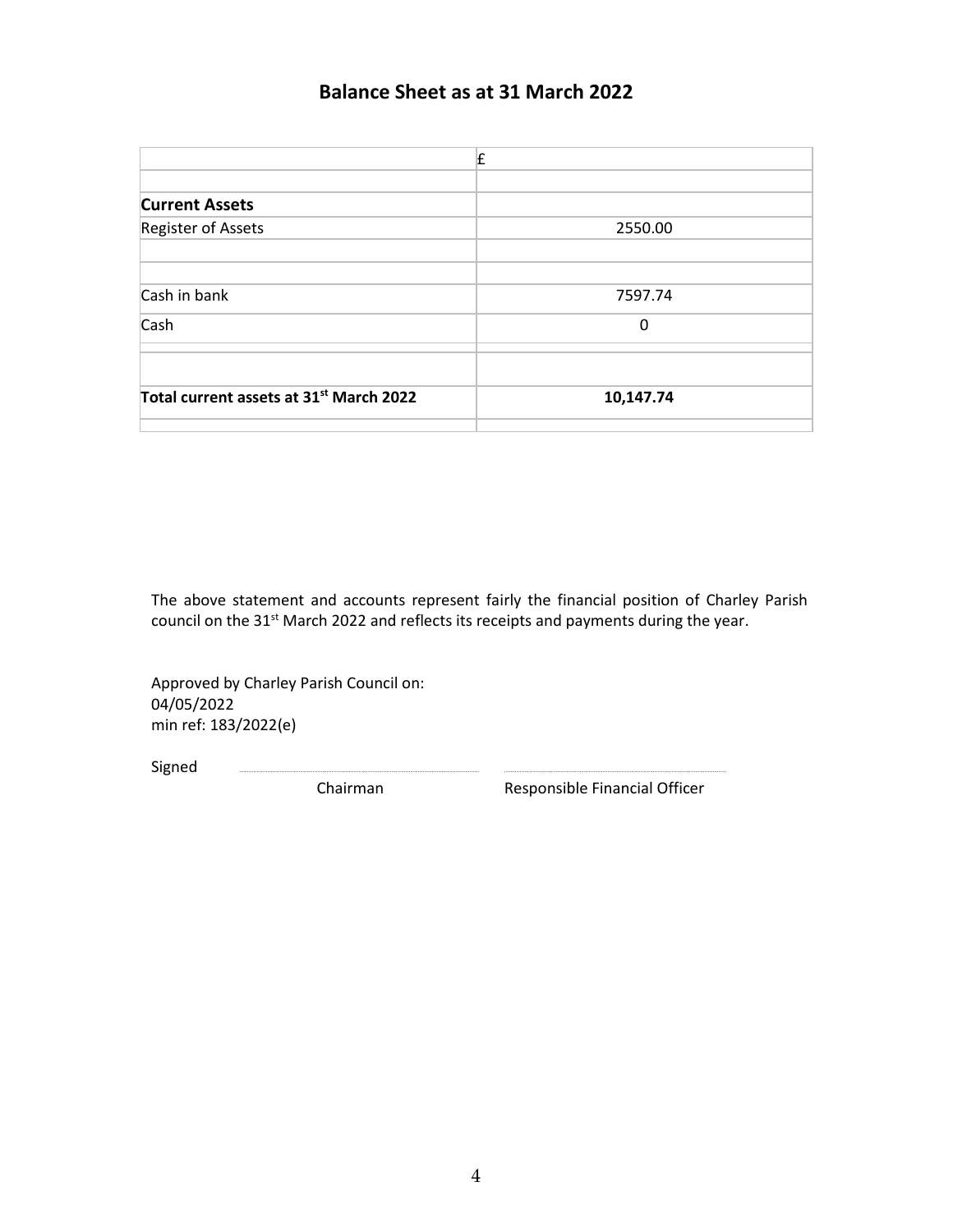# Balance Sheet as at 31 March 2022

| | £ |
|---|---|
| | |
| **Current Assets** | |
| Register of Assets | 2550.00 |
| | |
| | |
| Cash in bank | 7597.74 |
| Cash | 0 |
| | |
| **Total current assets at 31st March 2022** | **10,147.74** |
| | |

The above statement and accounts represent fairly the financial position of Charley Parish council on the 31st March 2022 and reflects its receipts and payments during the year.

Approved by Charley Parish Council on:
04/05/2022
min ref: 183/2022(e)

Signed ............................................ ............................................

Chairman Responsible Financial Officer